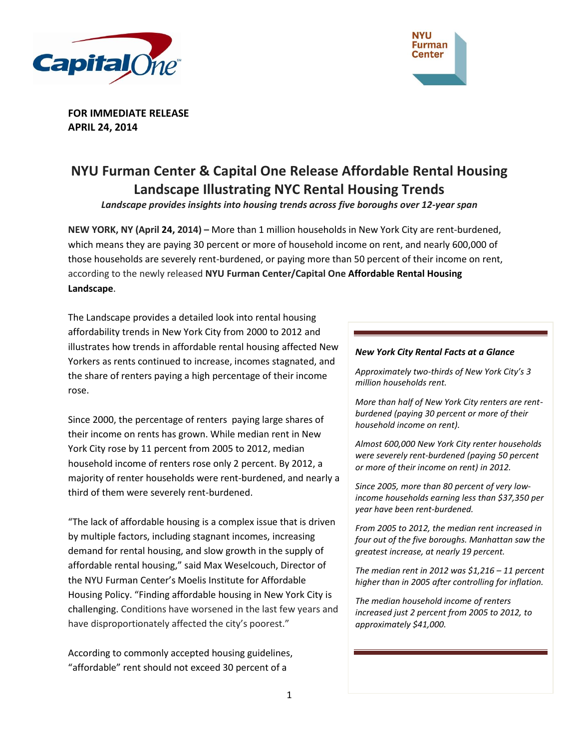**FOR IMMEDIATE RELEASE**
**APRIL 24, 2014**

# NYU Furman Center & Capital One Release Affordable Rental Housing Landscape Illustrating NYC Rental Housing Trends

***Landscape provides insights into housing trends across five boroughs over 12-year span***

**NEW YORK, NY (April 24, 2014) –** More than 1 million households in New York City are rent-burdened, which means they are paying 30 percent or more of household income on rent, and nearly 600,000 of those households are severely rent-burdened, or paying more than 50 percent of their income on rent, according to the newly released **NYU Furman Center/Capital One Affordable Rental Housing Landscape**.

The Landscape provides a detailed look into rental housing affordability trends in New York City from 2000 to 2012 and illustrates how trends in affordable rental housing affected New Yorkers as rents continued to increase, incomes stagnated, and the share of renters paying a high percentage of their income rose.

Since 2000, the percentage of renters paying large shares of their income on rents has grown. While median rent in New York City rose by 11 percent from 2005 to 2012, median household income of renters rose only 2 percent. By 2012, a majority of renter households were rent-burdened, and nearly a third of them were severely rent-burdened.

"The lack of affordable housing is a complex issue that is driven by multiple factors, including stagnant incomes, increasing demand for rental housing, and slow growth in the supply of affordable rental housing," said Max Weselcouch, Director of the NYU Furman Center's Moelis Institute for Affordable Housing Policy. "Finding affordable housing in New York City is challenging. Conditions have worsened in the last few years and have disproportionately affected the city's poorest."

According to commonly accepted housing guidelines, "affordable" rent should not exceed 30 percent of a

---

***New York City Rental Facts at a Glance***

*Approximately two-thirds of New York City's 3 million households rent.*

*More than half of New York City renters are rent-burdened (paying 30 percent or more of their household income on rent).*

*Almost 600,000 New York City renter households were severely rent-burdened (paying 50 percent or more of their income on rent) in 2012.*

*Since 2005, more than 80 percent of very low-income households earning less than $37,350 per year have been rent-burdened.*

*From 2005 to 2012, the median rent increased in four out of the five boroughs. Manhattan saw the greatest increase, at nearly 19 percent.*

*The median rent in 2012 was $1,216 – 11 percent higher than in 2005 after controlling for inflation.*

*The median household income of renters increased just 2 percent from 2005 to 2012, to approximately $41,000.*

---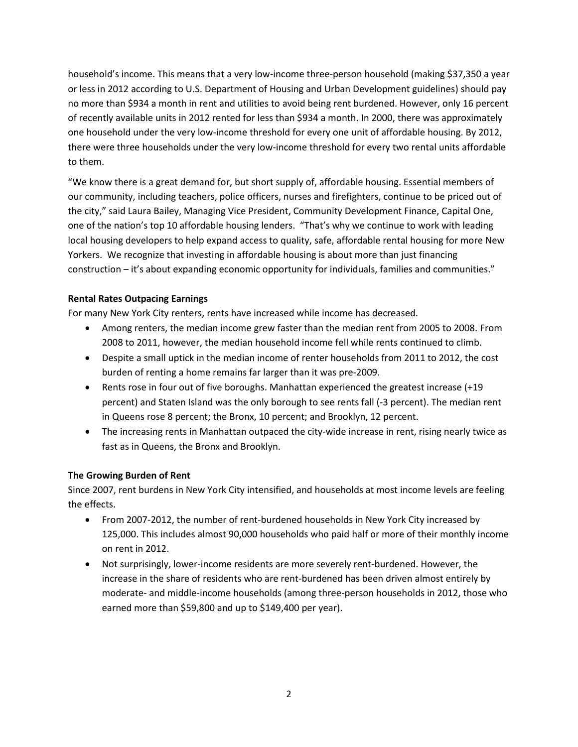household's income. This means that a very low-income three-person household (making $37,350 a year or less in 2012 according to U.S. Department of Housing and Urban Development guidelines) should pay no more than $934 a month in rent and utilities to avoid being rent burdened. However, only 16 percent of recently available units in 2012 rented for less than $934 a month. In 2000, there was approximately one household under the very low-income threshold for every one unit of affordable housing. By 2012, there were three households under the very low-income threshold for every two rental units affordable to them.

"We know there is a great demand for, but short supply of, affordable housing. Essential members of our community, including teachers, police officers, nurses and firefighters, continue to be priced out of the city," said Laura Bailey, Managing Vice President, Community Development Finance, Capital One, one of the nation's top 10 affordable housing lenders. "That's why we continue to work with leading local housing developers to help expand access to quality, safe, affordable rental housing for more New Yorkers. We recognize that investing in affordable housing is about more than just financing construction – it's about expanding economic opportunity for individuals, families and communities."

**Rental Rates Outpacing Earnings**

For many New York City renters, rents have increased while income has decreased.

- Among renters, the median income grew faster than the median rent from 2005 to 2008. From 2008 to 2011, however, the median household income fell while rents continued to climb.
- Despite a small uptick in the median income of renter households from 2011 to 2012, the cost burden of renting a home remains far larger than it was pre-2009.
- Rents rose in four out of five boroughs. Manhattan experienced the greatest increase (+19 percent) and Staten Island was the only borough to see rents fall (-3 percent). The median rent in Queens rose 8 percent; the Bronx, 10 percent; and Brooklyn, 12 percent.
- The increasing rents in Manhattan outpaced the city-wide increase in rent, rising nearly twice as fast as in Queens, the Bronx and Brooklyn.

**The Growing Burden of Rent**

Since 2007, rent burdens in New York City intensified, and households at most income levels are feeling the effects.

- From 2007-2012, the number of rent-burdened households in New York City increased by 125,000. This includes almost 90,000 households who paid half or more of their monthly income on rent in 2012.
- Not surprisingly, lower-income residents are more severely rent-burdened. However, the increase in the share of residents who are rent-burdened has been driven almost entirely by moderate- and middle-income households (among three-person households in 2012, those who earned more than $59,800 and up to $149,400 per year).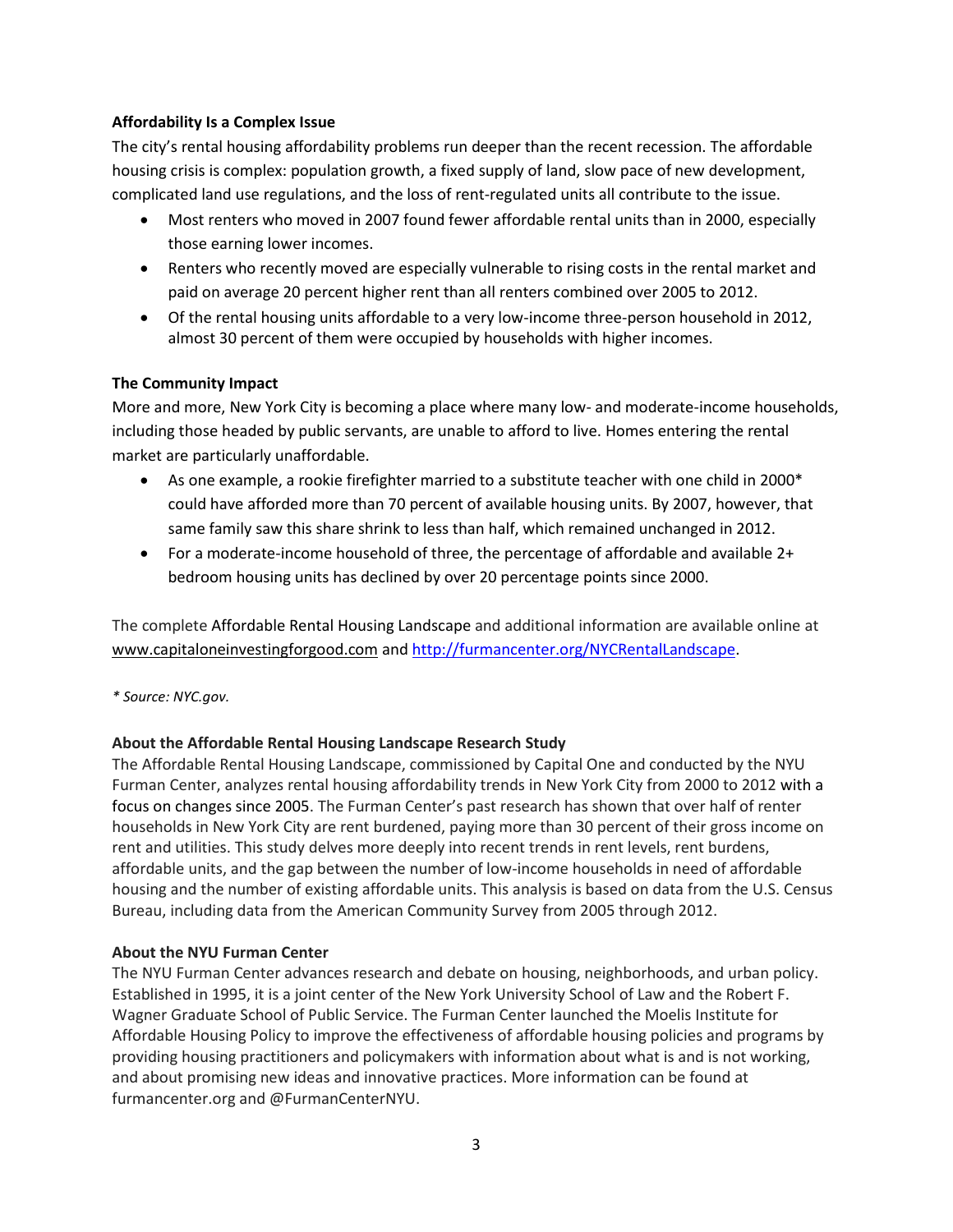**Affordability Is a Complex Issue**

The city's rental housing affordability problems run deeper than the recent recession. The affordable housing crisis is complex: population growth, a fixed supply of land, slow pace of new development, complicated land use regulations, and the loss of rent-regulated units all contribute to the issue.

- Most renters who moved in 2007 found fewer affordable rental units than in 2000, especially those earning lower incomes.
- Renters who recently moved are especially vulnerable to rising costs in the rental market and paid on average 20 percent higher rent than all renters combined over 2005 to 2012.
- Of the rental housing units affordable to a very low-income three-person household in 2012, almost 30 percent of them were occupied by households with higher incomes.

**The Community Impact**

More and more, New York City is becoming a place where many low- and moderate-income households, including those headed by public servants, are unable to afford to live. Homes entering the rental market are particularly unaffordable.

- As one example, a rookie firefighter married to a substitute teacher with one child in 2000* could have afforded more than 70 percent of available housing units. By 2007, however, that same family saw this share shrink to less than half, which remained unchanged in 2012.
- For a moderate-income household of three, the percentage of affordable and available 2+ bedroom housing units has declined by over 20 percentage points since 2000.

The complete Affordable Rental Housing Landscape and additional information are available online at www.capitaloneinvestingforgood.com and http://furmancenter.org/NYCRentalLandscape.

*\* Source: NYC.gov.*

**About the Affordable Rental Housing Landscape Research Study**

The Affordable Rental Housing Landscape, commissioned by Capital One and conducted by the NYU Furman Center, analyzes rental housing affordability trends in New York City from 2000 to 2012 with a focus on changes since 2005. The Furman Center's past research has shown that over half of renter households in New York City are rent burdened, paying more than 30 percent of their gross income on rent and utilities. This study delves more deeply into recent trends in rent levels, rent burdens, affordable units, and the gap between the number of low-income households in need of affordable housing and the number of existing affordable units. This analysis is based on data from the U.S. Census Bureau, including data from the American Community Survey from 2005 through 2012.

**About the NYU Furman Center**

The NYU Furman Center advances research and debate on housing, neighborhoods, and urban policy. Established in 1995, it is a joint center of the New York University School of Law and the Robert F. Wagner Graduate School of Public Service. The Furman Center launched the Moelis Institute for Affordable Housing Policy to improve the effectiveness of affordable housing policies and programs by providing housing practitioners and policymakers with information about what is and is not working, and about promising new ideas and innovative practices. More information can be found at furmancenter.org and @FurmanCenterNYU.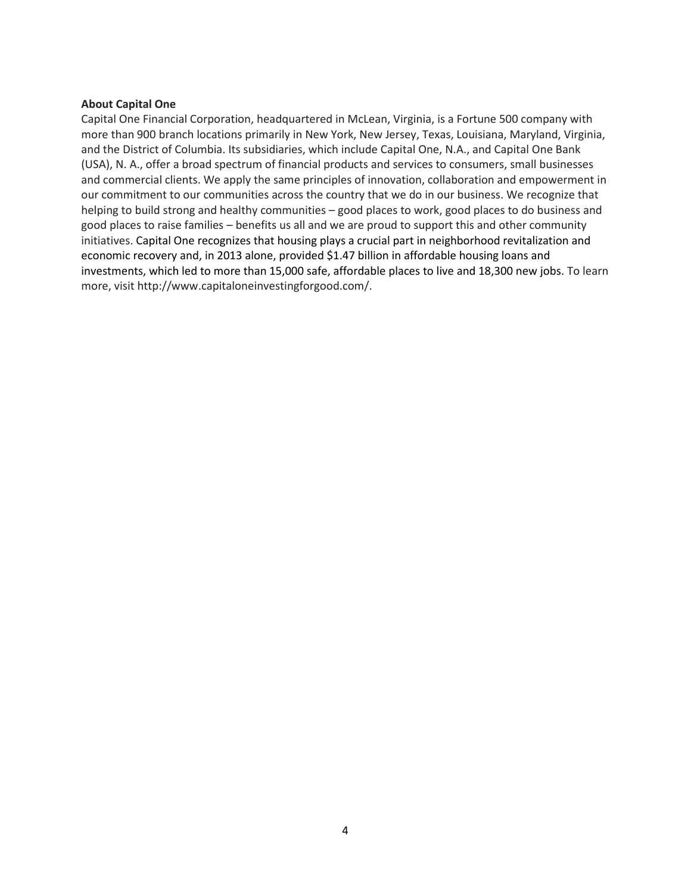**About Capital One**

Capital One Financial Corporation, headquartered in McLean, Virginia, is a Fortune 500 company with more than 900 branch locations primarily in New York, New Jersey, Texas, Louisiana, Maryland, Virginia, and the District of Columbia. Its subsidiaries, which include Capital One, N.A., and Capital One Bank (USA), N. A., offer a broad spectrum of financial products and services to consumers, small businesses and commercial clients. We apply the same principles of innovation, collaboration and empowerment in our commitment to our communities across the country that we do in our business. We recognize that helping to build strong and healthy communities – good places to work, good places to do business and good places to raise families – benefits us all and we are proud to support this and other community initiatives. Capital One recognizes that housing plays a crucial part in neighborhood revitalization and economic recovery and, in 2013 alone, provided $1.47 billion in affordable housing loans and investments, which led to more than 15,000 safe, affordable places to live and 18,300 new jobs. To learn more, visit http://www.capitaloneinvestingforgood.com/.